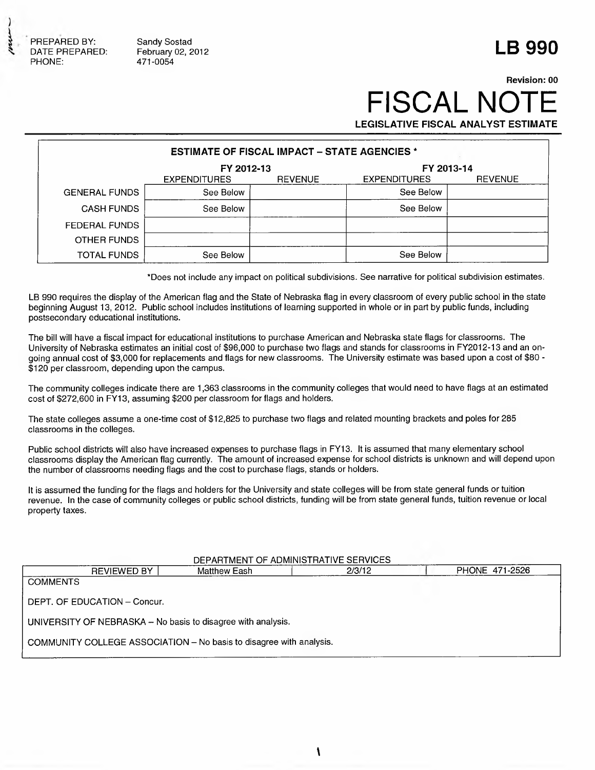PREPARED BY: Sandy Sostad
DATE PREPARED: February 02, 2012
PHONE: 471-0054

# LB 990

**Revision: 00**

# FISCAL NOTE

**LEGISLATIVE FISCAL ANALYST ESTIMATE**

| ESTIMATE OF FISCAL IMPACT – STATE AGENCIES * | | | | |
|---|---|---|---|---|
| | FY 2012-13 | | FY 2013-14 | |
| | EXPENDITURES | REVENUE | EXPENDITURES | REVENUE |
| GENERAL FUNDS | See Below | | See Below | |
| CASH FUNDS | See Below | | See Below | |
| FEDERAL FUNDS | | | | |
| OTHER FUNDS | | | | |
| TOTAL FUNDS | See Below | | See Below | |

*Does not include any impact on political subdivisions. See narrative for political subdivision estimates.

LB 990 requires the display of the American flag and the State of Nebraska flag in every classroom of every public school in the state beginning August 13, 2012. Public school includes institutions of learning supported in whole or in part by public funds, including postsecondary educational institutions.

The bill will have a fiscal impact for educational institutions to purchase American and Nebraska state flags for classrooms. The University of Nebraska estimates an initial cost of $96,000 to purchase two flags and stands for classrooms in FY2012-13 and an on-going annual cost of $3,000 for replacements and flags for new classrooms. The University estimate was based upon a cost of $80 - $120 per classroom, depending upon the campus.

The community colleges indicate there are 1,363 classrooms in the community colleges that would need to have flags at an estimated cost of $272,600 in FY13, assuming $200 per classroom for flags and holders.

The state colleges assume a one-time cost of $12,825 to purchase two flags and related mounting brackets and poles for 285 classrooms in the colleges.

Public school districts will also have increased expenses to purchase flags in FY13. It is assumed that many elementary school classrooms display the American flag currently. The amount of increased expense for school districts is unknown and will depend upon the number of classrooms needing flags and the cost to purchase flags, stands or holders.

It is assumed the funding for the flags and holders for the University and state colleges will be from state general funds or tuition revenue. In the case of community colleges or public school districts, funding will be from state general funds, tuition revenue or local property taxes.

DEPARTMENT OF ADMINISTRATIVE SERVICES

| REVIEWED BY | Matthew Eash | 2/3/12 | PHONE 471-2526 |
|---|---|---|---|

COMMENTS

DEPT. OF EDUCATION – Concur.

UNIVERSITY OF NEBRASKA – No basis to disagree with analysis.

COMMUNITY COLLEGE ASSOCIATION – No basis to disagree with analysis.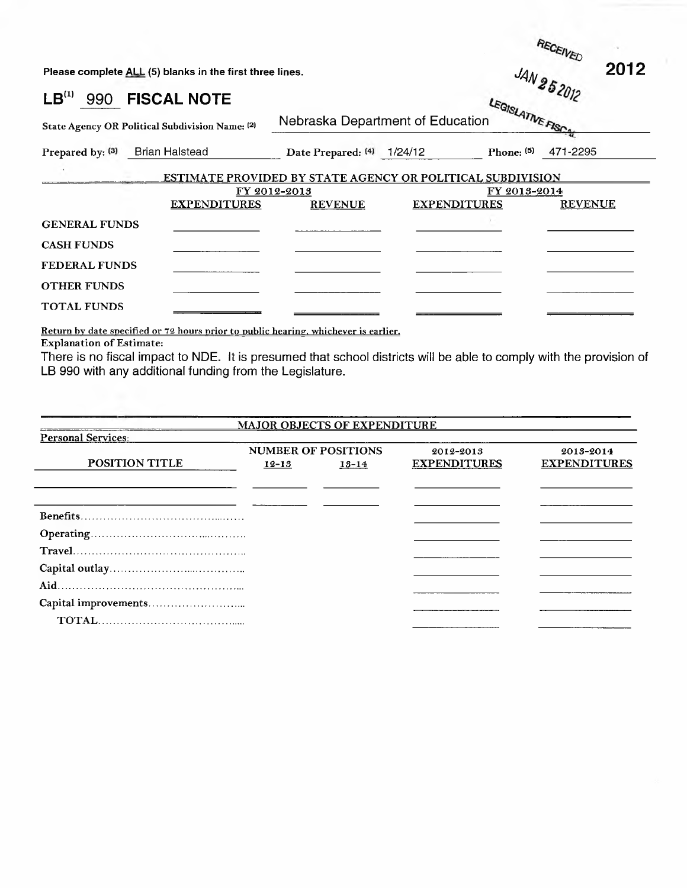Please complete ALL (5) blanks in the first three lines.

RECEIVED
JAN 25 2012
LEGISLATIVE FISCAL

**2012**

# LB[1] 990 FISCAL NOTE

State Agency OR Political Subdivision Name: [2] Nebraska Department of Education

Prepared by: [3] Brian Halstead Date Prepared: [4] 1/24/12 Phone: [5] 471-2295

**ESTIMATE PROVIDED BY STATE AGENCY OR POLITICAL SUBDIVISION**

| | FY 2012-2013 | | FY 2013-2014 | |
|---|---|---|---|---|
| | EXPENDITURES | REVENUE | EXPENDITURES | REVENUE |
| GENERAL FUNDS | | | | |
| CASH FUNDS | | | | |
| FEDERAL FUNDS | | | | |
| OTHER FUNDS | | | | |
| TOTAL FUNDS | | | | |

Return by date specified or 72 hours prior to public hearing, whichever is earlier.

Explanation of Estimate:

There is no fiscal impact to NDE. It is presumed that school districts will be able to comply with the provision of LB 990 with any additional funding from the Legislature.

**MAJOR OBJECTS OF EXPENDITURE**

Personal Services:

| POSITION TITLE | NUMBER OF POSITIONS 12-13 | NUMBER OF POSITIONS 13-14 | 2012-2013 EXPENDITURES | 2013-2014 EXPENDITURES |
|---|---|---|---|---|
| | | | | |
| | | | | |
| Benefits | | | | |
| Operating | | | | |
| Travel | | | | |
| Capital outlay | | | | |
| Aid | | | | |
| Capital improvements | | | | |
| TOTAL | | | | |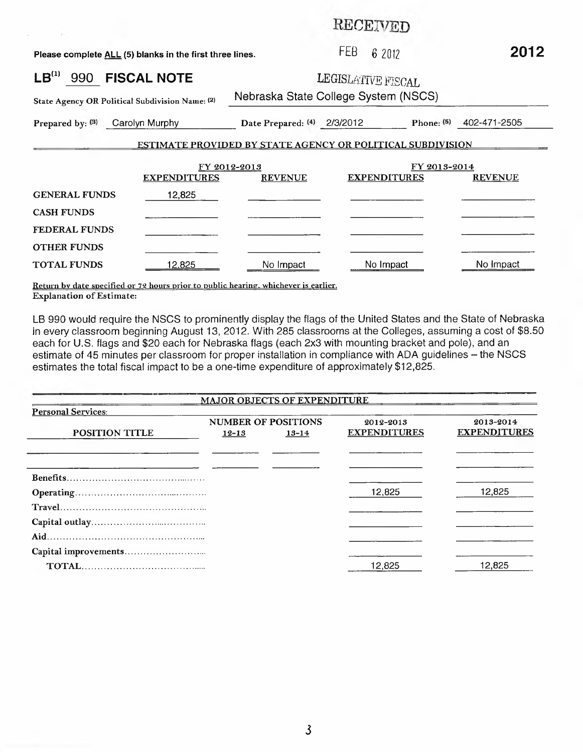RECEIVED

Please complete ALL (5) blanks in the first three lines. FEB 6 2012 **2012**

# LB[1] 990 FISCAL NOTE

LEGISLATIVE FISCAL

State Agency OR Political Subdivision Name: [2] Nebraska State College System (NSCS)

Prepared by: [3] Carolyn Murphy Date Prepared: [4] 2/3/2012 Phone: [5] 402-471-2505

## ESTIMATE PROVIDED BY STATE AGENCY OR POLITICAL SUBDIVISION

| | FY 2012-2013 | | FY 2013-2014 | |
|---|---|---|---|---|
| | EXPENDITURES | REVENUE | EXPENDITURES | REVENUE |
| GENERAL FUNDS | 12,825 | | | |
| CASH FUNDS | | | | |
| FEDERAL FUNDS | | | | |
| OTHER FUNDS | | | | |
| TOTAL FUNDS | 12,825 | No Impact | No Impact | No Impact |

Return by date specified or 72 hours prior to public hearing, whichever is earlier.

Explanation of Estimate:

LB 990 would require the NSCS to prominently display the flags of the United States and the State of Nebraska in every classroom beginning August 13, 2012. With 285 classrooms at the Colleges, assuming a cost of $8.50 each for U.S. flags and $20 each for Nebraska flags (each 2x3 with mounting bracket and pole), and an estimate of 45 minutes per classroom for proper installation in compliance with ADA guidelines – the NSCS estimates the total fiscal impact to be a one-time expenditure of approximately $12,825.

## MAJOR OBJECTS OF EXPENDITURE

Personal Services:

| POSITION TITLE | NUMBER OF POSITIONS 12-13 | 13-14 | 2012-2013 EXPENDITURES | 2013-2014 EXPENDITURES |
|---|---|---|---|---|
| | | | | |
| | | | | |
| Benefits | | | | |
| Operating | | | 12,825 | 12,825 |
| Travel | | | | |
| Capital outlay | | | | |
| Aid | | | | |
| Capital improvements | | | | |
| TOTAL | | | 12,825 | 12,825 |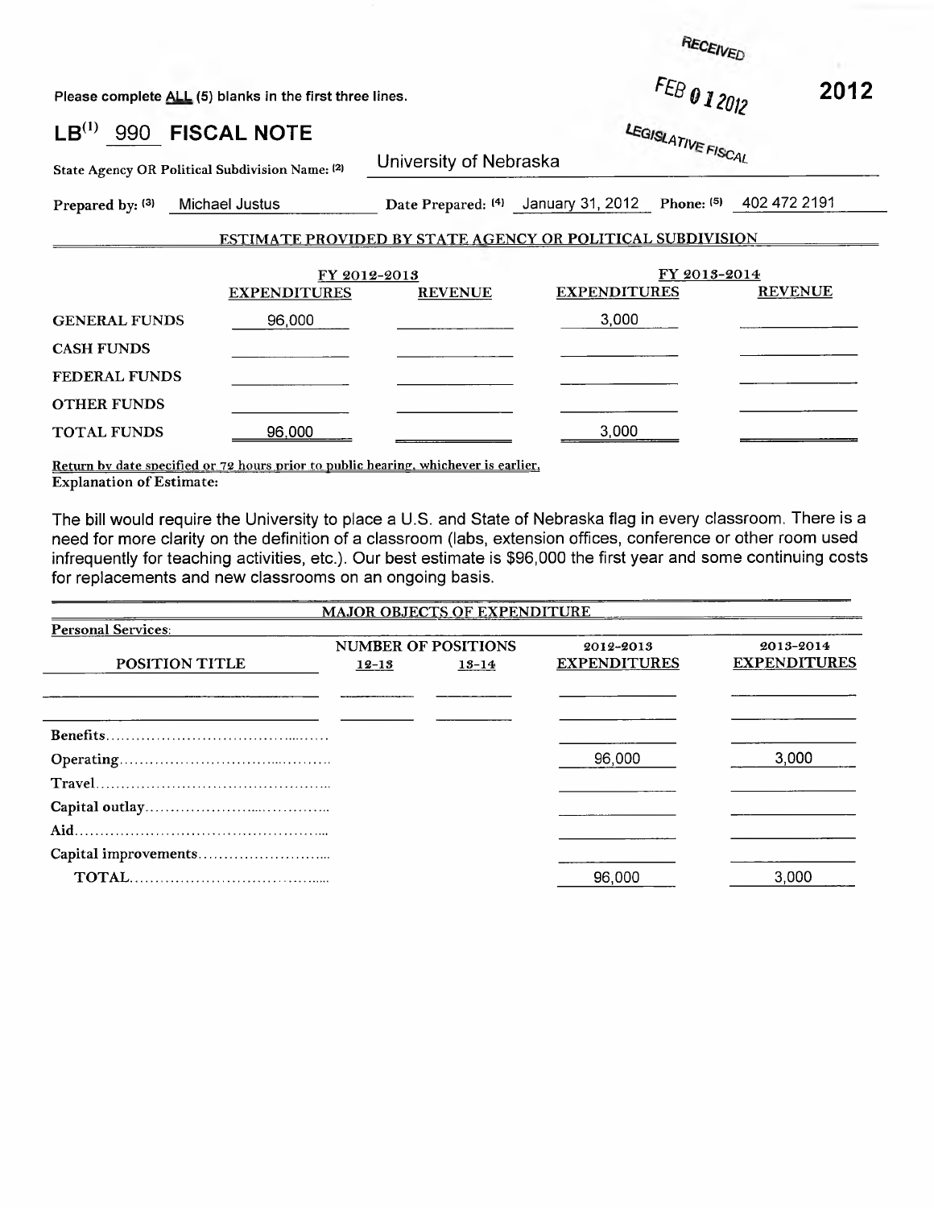RECEIVED

FEB 01 2012

LEGISLATIVE FISCAL

Please complete ALL (5) blanks in the first three lines.

**2012**

# LB[1] 990 FISCAL NOTE

State Agency OR Political Subdivision Name: (2) University of Nebraska

Prepared by: (3) Michael Justus     Date Prepared: (4) January 31, 2012     Phone: (5) 402 472 2191

## ESTIMATE PROVIDED BY STATE AGENCY OR POLITICAL SUBDIVISION

| | FY 2012-2013 | | FY 2013-2014 | |
|---|---|---|---|---|
| | EXPENDITURES | REVENUE | EXPENDITURES | REVENUE |
| GENERAL FUNDS | 96,000 | | 3,000 | |
| CASH FUNDS | | | | |
| FEDERAL FUNDS | | | | |
| OTHER FUNDS | | | | |
| TOTAL FUNDS | 96,000 | | 3,000 | |

Return by date specified or 72 hours prior to public hearing, whichever is earlier.

Explanation of Estimate:

The bill would require the University to place a U.S. and State of Nebraska flag in every classroom. There is a need for more clarity on the definition of a classroom (labs, extension offices, conference or other room used infrequently for teaching activities, etc.). Our best estimate is $96,000 the first year and some continuing costs for replacements and new classrooms on an ongoing basis.

## MAJOR OBJECTS OF EXPENDITURE

Personal Services:

| POSITION TITLE | NUMBER OF POSITIONS 12-13 | NUMBER OF POSITIONS 13-14 | 2012-2013 EXPENDITURES | 2013-2014 EXPENDITURES |
|---|---|---|---|---|
| | | | | |
| | | | | |
| Benefits | | | | |
| Operating | | | 96,000 | 3,000 |
| Travel | | | | |
| Capital outlay | | | | |
| Aid | | | | |
| Capital improvements | | | | |
| TOTAL | | | 96,000 | 3,000 |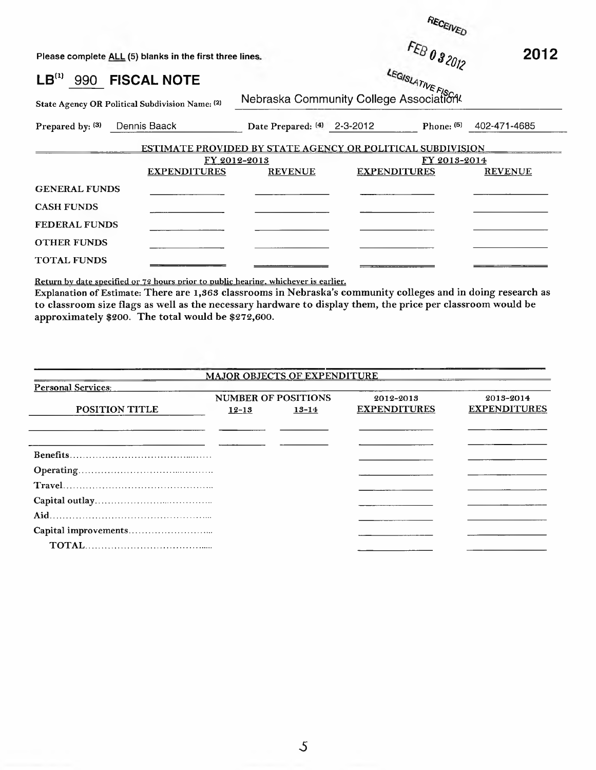Please complete ALL (5) blanks in the first three lines.

RECEIVED

FEB 03 2012

LEGISLATIVE FISCAL

**2012**

# LB[1] 990 FISCAL NOTE

State Agency OR Political Subdivision Name: [2] Nebraska Community College Association

Prepared by: [3] Dennis Baack    Date Prepared: [4] 2-3-2012    Phone: [5] 402-471-4685

| ESTIMATE PROVIDED BY STATE AGENCY OR POLITICAL SUBDIVISION | | | | |
|---|---|---|---|---|
| | FY 2012-2013 | | FY 2013-2014 | |
| | EXPENDITURES | REVENUE | EXPENDITURES | REVENUE |
| GENERAL FUNDS | | | | |
| CASH FUNDS | | | | |
| FEDERAL FUNDS | | | | |
| OTHER FUNDS | | | | |
| TOTAL FUNDS | | | | |

Return by date specified or 72 hours prior to public hearing, whichever is earlier.

Explanation of Estimate: There are 1,363 classrooms in Nebraska's community colleges and in doing research as to classroom size flags as well as the necessary hardware to display them, the price per classroom would be approximately $200. The total would be $272,600.

| MAJOR OBJECTS OF EXPENDITURE | | | | |
|---|---|---|---|---|
| Personal Services: | | | | |
| | NUMBER OF POSITIONS | | 2012-2013 | 2013-2014 |
| POSITION TITLE | 12-13 | 13-14 | EXPENDITURES | EXPENDITURES |
| | | | | |
| | | | | |
| Benefits | | | | |
| Operating | | | | |
| Travel | | | | |
| Capital outlay | | | | |
| Aid | | | | |
| Capital improvements | | | | |
| TOTAL | | | | |